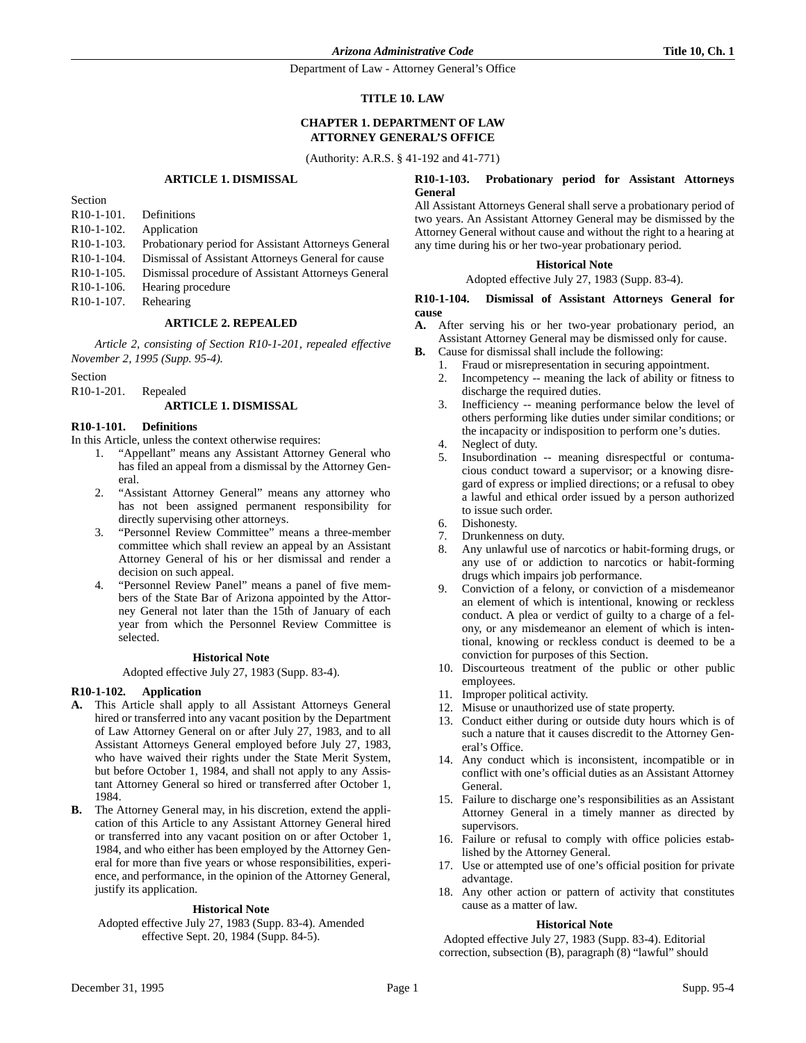# TITLE 10. LAW

## CHAPTER 1. DEPARTMENT OF LAW ATTORNEY GENERAL'S OFFICE

(Authority: A.R.S. § 41-192 and 41-771)

### ARTICLE 1. DISMISSAL

Section
R10-1-101. Definitions
R10-1-102. Application
R10-1-103. Probationary period for Assistant Attorneys General
R10-1-104. Dismissal of Assistant Attorneys General for cause
R10-1-105. Dismissal procedure of Assistant Attorneys General
R10-1-106. Hearing procedure
R10-1-107. Rehearing

### ARTICLE 2. REPEALED

*Article 2, consisting of Section R10-1-201, repealed effective November 2, 1995 (Supp. 95-4).*

Section
R10-1-201. Repealed

### ARTICLE 1. DISMISSAL

**R10-1-101. Definitions**

In this Article, unless the context otherwise requires:

1. "Appellant" means any Assistant Attorney General who has filed an appeal from a dismissal by the Attorney General.
2. "Assistant Attorney General" means any attorney who has not been assigned permanent responsibility for directly supervising other attorneys.
3. "Personnel Review Committee" means a three-member committee which shall review an appeal by an Assistant Attorney General of his or her dismissal and render a decision on such appeal.
4. "Personnel Review Panel" means a panel of five members of the State Bar of Arizona appointed by the Attorney General not later than the 15th of January of each year from which the Personnel Review Committee is selected.

**Historical Note**

Adopted effective July 27, 1983 (Supp. 83-4).

**R10-1-102. Application**

**A.** This Article shall apply to all Assistant Attorneys General hired or transferred into any vacant position by the Department of Law Attorney General on or after July 27, 1983, and to all Assistant Attorneys General employed before July 27, 1983, who have waived their rights under the State Merit System, but before October 1, 1984, and shall not apply to any Assistant Attorney General so hired or transferred after October 1, 1984.

**B.** The Attorney General may, in his discretion, extend the application of this Article to any Assistant Attorney General hired or transferred into any vacant position on or after October 1, 1984, and who either has been employed by the Attorney General for more than five years or whose responsibilities, experience, and performance, in the opinion of the Attorney General, justify its application.

**Historical Note**

Adopted effective July 27, 1983 (Supp. 83-4). Amended effective Sept. 20, 1984 (Supp. 84-5).

**R10-1-103. Probationary period for Assistant Attorneys General**

All Assistant Attorneys General shall serve a probationary period of two years. An Assistant Attorney General may be dismissed by the Attorney General without cause and without the right to a hearing at any time during his or her two-year probationary period.

**Historical Note**

Adopted effective July 27, 1983 (Supp. 83-4).

**R10-1-104. Dismissal of Assistant Attorneys General for cause**

**A.** After serving his or her two-year probationary period, an Assistant Attorney General may be dismissed only for cause.

**B.** Cause for dismissal shall include the following:

1. Fraud or misrepresentation in securing appointment.
2. Incompetency -- meaning the lack of ability or fitness to discharge the required duties.
3. Inefficiency -- meaning performance below the level of others performing like duties under similar conditions; or the incapacity or indisposition to perform one's duties.
4. Neglect of duty.
5. Insubordination -- meaning disrespectful or contumacious conduct toward a supervisor; or a knowing disregard of express or implied directions; or a refusal to obey a lawful and ethical order issued by a person authorized to issue such order.
6. Dishonesty.
7. Drunkenness on duty.
8. Any unlawful use of narcotics or habit-forming drugs, or any use of or addiction to narcotics or habit-forming drugs which impairs job performance.
9. Conviction of a felony, or conviction of a misdemeanor an element of which is intentional, knowing or reckless conduct. A plea or verdict of guilty to a charge of a felony, or any misdemeanor an element of which is intentional, knowing or reckless conduct is deemed to be a conviction for purposes of this Section.
10. Discourteous treatment of the public or other public employees.
11. Improper political activity.
12. Misuse or unauthorized use of state property.
13. Conduct either during or outside duty hours which is of such a nature that it causes discredit to the Attorney General's Office.
14. Any conduct which is inconsistent, incompatible or in conflict with one's official duties as an Assistant Attorney General.
15. Failure to discharge one's responsibilities as an Assistant Attorney General in a timely manner as directed by supervisors.
16. Failure or refusal to comply with office policies established by the Attorney General.
17. Use or attempted use of one's official position for private advantage.
18. Any other action or pattern of activity that constitutes cause as a matter of law.

**Historical Note**

Adopted effective July 27, 1983 (Supp. 83-4). Editorial correction, subsection (B), paragraph (8) "lawful" should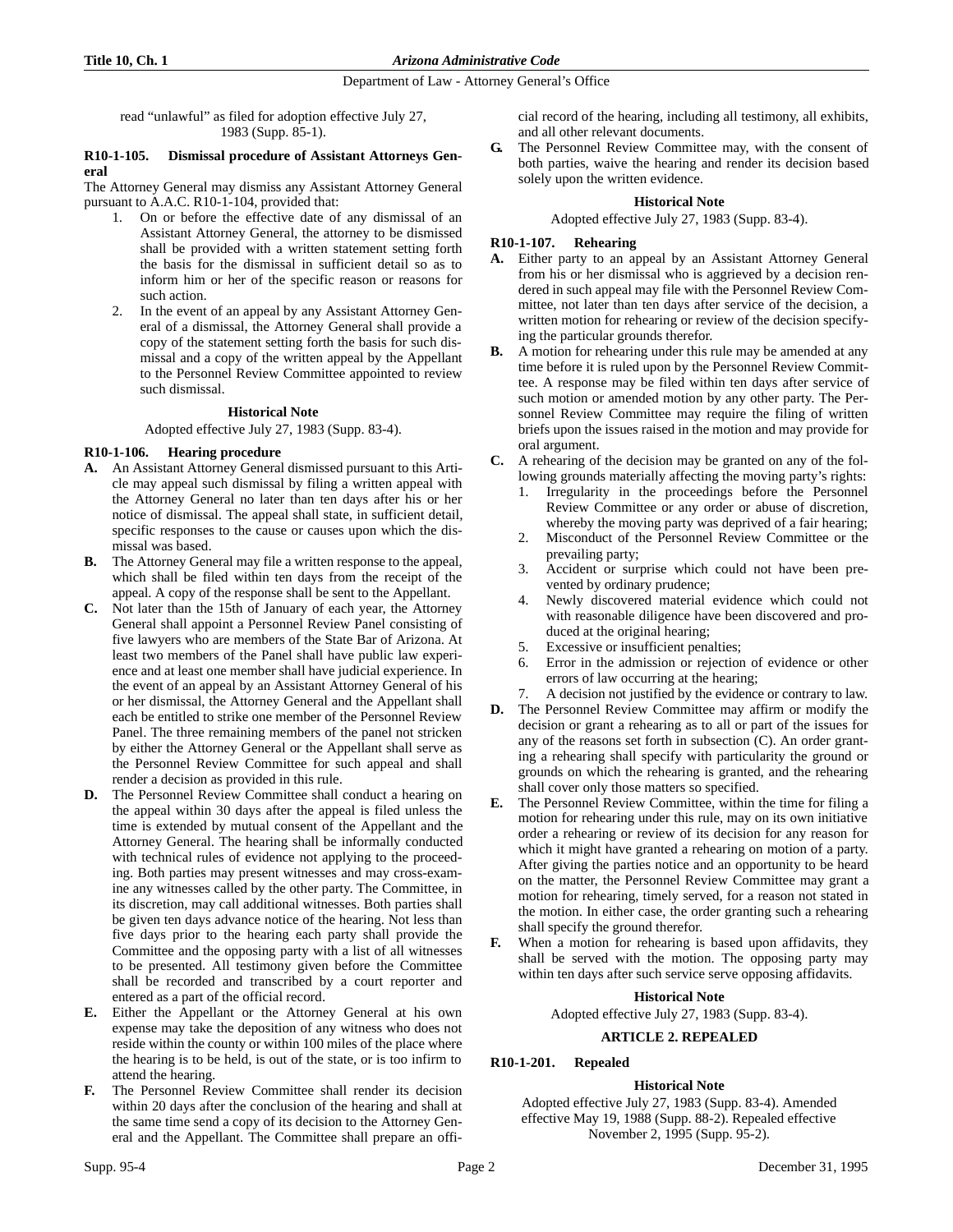read "unlawful" as filed for adoption effective July 27, 1983 (Supp. 85-1).

**R10-1-105. Dismissal procedure of Assistant Attorneys General**

The Attorney General may dismiss any Assistant Attorney General pursuant to A.A.C. R10-1-104, provided that:

1. On or before the effective date of any dismissal of an Assistant Attorney General, the attorney to be dismissed shall be provided with a written statement setting forth the basis for the dismissal in sufficient detail so as to inform him or her of the specific reason or reasons for such action.
2. In the event of an appeal by any Assistant Attorney General of a dismissal, the Attorney General shall provide a copy of the statement setting forth the basis for such dismissal and a copy of the written appeal by the Appellant to the Personnel Review Committee appointed to review such dismissal.

**Historical Note**

Adopted effective July 27, 1983 (Supp. 83-4).

**R10-1-106. Hearing procedure**

**A.** An Assistant Attorney General dismissed pursuant to this Article may appeal such dismissal by filing a written appeal with the Attorney General no later than ten days after his or her notice of dismissal. The appeal shall state, in sufficient detail, specific responses to the cause or causes upon which the dismissal was based.

**B.** The Attorney General may file a written response to the appeal, which shall be filed within ten days from the receipt of the appeal. A copy of the response shall be sent to the Appellant.

**C.** Not later than the 15th of January of each year, the Attorney General shall appoint a Personnel Review Panel consisting of five lawyers who are members of the State Bar of Arizona. At least two members of the Panel shall have public law experience and at least one member shall have judicial experience. In the event of an appeal by an Assistant Attorney General of his or her dismissal, the Attorney General and the Appellant shall each be entitled to strike one member of the Personnel Review Panel. The three remaining members of the panel not stricken by either the Attorney General or the Appellant shall serve as the Personnel Review Committee for such appeal and shall render a decision as provided in this rule.

**D.** The Personnel Review Committee shall conduct a hearing on the appeal within 30 days after the appeal is filed unless the time is extended by mutual consent of the Appellant and the Attorney General. The hearing shall be informally conducted with technical rules of evidence not applying to the proceeding. Both parties may present witnesses and may cross-examine any witnesses called by the other party. The Committee, in its discretion, may call additional witnesses. Both parties shall be given ten days advance notice of the hearing. Not less than five days prior to the hearing each party shall provide the Committee and the opposing party with a list of all witnesses to be presented. All testimony given before the Committee shall be recorded and transcribed by a court reporter and entered as a part of the official record.

**E.** Either the Appellant or the Attorney General at his own expense may take the deposition of any witness who does not reside within the county or within 100 miles of the place where the hearing is to be held, is out of the state, or is too infirm to attend the hearing.

**F.** The Personnel Review Committee shall render its decision within 20 days after the conclusion of the hearing and shall at the same time send a copy of its decision to the Attorney General and the Appellant. The Committee shall prepare an official record of the hearing, including all testimony, all exhibits, and all other relevant documents.

**G.** The Personnel Review Committee may, with the consent of both parties, waive the hearing and render its decision based solely upon the written evidence.

**Historical Note**

Adopted effective July 27, 1983 (Supp. 83-4).

**R10-1-107. Rehearing**

**A.** Either party to an appeal by an Assistant Attorney General from his or her dismissal who is aggrieved by a decision rendered in such appeal may file with the Personnel Review Committee, not later than ten days after service of the decision, a written motion for rehearing or review of the decision specifying the particular grounds therefor.

**B.** A motion for rehearing under this rule may be amended at any time before it is ruled upon by the Personnel Review Committee. A response may be filed within ten days after service of such motion or amended motion by any other party. The Personnel Review Committee may require the filing of written briefs upon the issues raised in the motion and may provide for oral argument.

**C.** A rehearing of the decision may be granted on any of the following grounds materially affecting the moving party's rights:

1. Irregularity in the proceedings before the Personnel Review Committee or any order or abuse of discretion, whereby the moving party was deprived of a fair hearing;
2. Misconduct of the Personnel Review Committee or the prevailing party;
3. Accident or surprise which could not have been prevented by ordinary prudence;
4. Newly discovered material evidence which could not with reasonable diligence have been discovered and produced at the original hearing;
5. Excessive or insufficient penalties;
6. Error in the admission or rejection of evidence or other errors of law occurring at the hearing;
7. A decision not justified by the evidence or contrary to law.

**D.** The Personnel Review Committee may affirm or modify the decision or grant a rehearing as to all or part of the issues for any of the reasons set forth in subsection (C). An order granting a rehearing shall specify with particularity the ground or grounds on which the rehearing is granted, and the rehearing shall cover only those matters so specified.

**E.** The Personnel Review Committee, within the time for filing a motion for rehearing under this rule, may on its own initiative order a rehearing or review of its decision for any reason for which it might have granted a rehearing on motion of a party. After giving the parties notice and an opportunity to be heard on the matter, the Personnel Review Committee may grant a motion for rehearing, timely served, for a reason not stated in the motion. In either case, the order granting such a rehearing shall specify the ground therefor.

**F.** When a motion for rehearing is based upon affidavits, they shall be served with the motion. The opposing party may within ten days after such service serve opposing affidavits.

**Historical Note**

Adopted effective July 27, 1983 (Supp. 83-4).

## ARTICLE 2. REPEALED

**R10-1-201. Repealed**

**Historical Note**

Adopted effective July 27, 1983 (Supp. 83-4). Amended effective May 19, 1988 (Supp. 88-2). Repealed effective November 2, 1995 (Supp. 95-2).